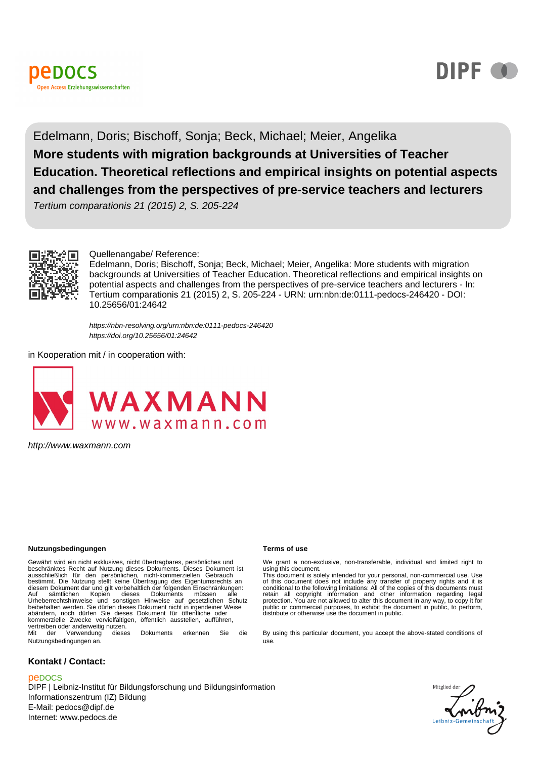Edelmann, Doris; Bischoff, Sonja; Beck, Michael; Meier, Angelika

# More students with migration backgrounds at Universities of Teacher Education. Theoretical reflections and empirical insights on potential aspects and challenges from the perspectives of pre-service teachers and lecturers

*Tertium comparationis 21 (2015) 2, S. 205-224*

Quellenangabe/ Reference:
Edelmann, Doris; Bischoff, Sonja; Beck, Michael; Meier, Angelika: More students with migration backgrounds at Universities of Teacher Education. Theoretical reflections and empirical insights on potential aspects and challenges from the perspectives of pre-service teachers and lecturers - In: Tertium comparationis 21 (2015) 2, S. 205-224 - URN: urn:nbn:de:0111-pedocs-246420 - DOI: 10.25656/01:24642

*https://nbn-resolving.org/urn:nbn:de:0111-pedocs-246420*
*https://doi.org/10.25656/01:24642*

in Kooperation mit / in cooperation with:

*http://www.waxmann.com*

**Nutzungsbedingungen**

Gewährt wird ein nicht exklusives, nicht übertragbares, persönliches und beschränktes Recht auf Nutzung dieses Dokuments. Dieses Dokument ist ausschließlich für den persönlichen, nicht-kommerziellen Gebrauch bestimmt. Die Nutzung stellt keine Übertragung des Eigentumsrechts an diesem Dokument dar und gilt vorbehaltlich der folgenden Einschränkungen: Auf sämtlichen Kopien dieses Dokuments müssen alle Urheberrechtshinweise und sonstigen Hinweise auf gesetzlichen Schutz beibehalten werden. Sie dürfen dieses Dokument nicht in irgendeiner Weise abändern, noch dürfen Sie dieses Dokument für öffentliche oder kommerzielle Zwecke vervielfältigen, öffentlich ausstellen, aufführen, vertreiben oder anderweitig nutzen.
Mit der Verwendung dieses Dokuments erkennen Sie die Nutzungsbedingungen an.

**Terms of use**

We grant a non-exclusive, non-transferable, individual and limited right to using this document.
This document is solely intended for your personal, non-commercial use. Use of this document does not include any transfer of property rights and it is conditional to the following limitations: All of the copies of this documents must retain all copyright information and other information regarding legal protection. You are not allowed to alter this document in any way, to copy it for public or commercial purposes, to exhibit the document in public, to perform, distribute or otherwise use the document in public.

By using this particular document, you accept the above-stated conditions of use.

**Kontakt / Contact:**

peDOCS
DIPF | Leibniz-Institut für Bildungsforschung und Bildungsinformation
Informationszentrum (IZ) Bildung
E-Mail: pedocs@dipf.de
Internet: www.pedocs.de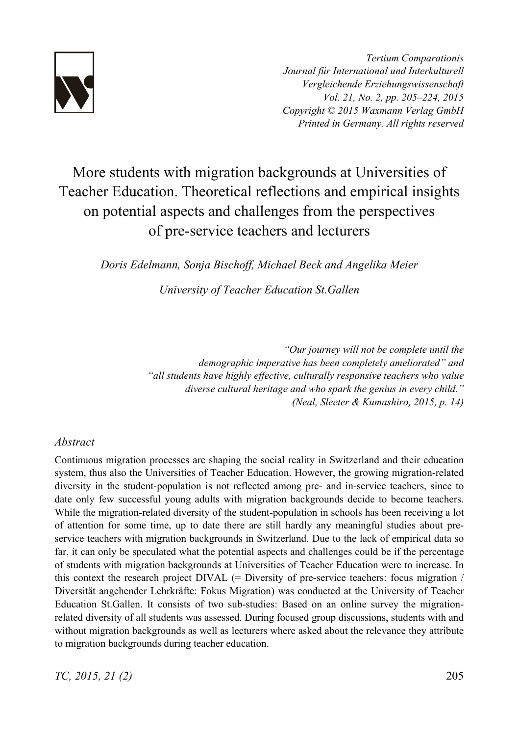# More students with migration backgrounds at Universities of Teacher Education. Theoretical reflections and empirical insights on potential aspects and challenges from the perspectives of pre-service teachers and lecturers

*Doris Edelmann, Sonja Bischoff, Michael Beck and Angelika Meier*

*University of Teacher Education St.Gallen*

> *"Our journey will not be complete until the demographic imperative has been completely ameliorated" and "all students have highly effective, culturally responsive teachers who value diverse cultural heritage and who spark the genius in every child."*
> *(Neal, Sleeter & Kumashiro, 2015, p. 14)*

## *Abstract*

Continuous migration processes are shaping the social reality in Switzerland and their education system, thus also the Universities of Teacher Education. However, the growing migration-related diversity in the student-population is not reflected among pre- and in-service teachers, since to date only few successful young adults with migration backgrounds decide to become teachers. While the migration-related diversity of the student-population in schools has been receiving a lot of attention for some time, up to date there are still hardly any meaningful studies about pre-service teachers with migration backgrounds in Switzerland. Due to the lack of empirical data so far, it can only be speculated what the potential aspects and challenges could be if the percentage of students with migration backgrounds at Universities of Teacher Education were to increase. In this context the research project DIVAL (= Diversity of pre-service teachers: focus migration / Diversität angehender Lehrkräfte: Fokus Migration) was conducted at the University of Teacher Education St.Gallen. It consists of two sub-studies: Based on an online survey the migration-related diversity of all students was assessed. During focused group discussions, students with and without migration backgrounds as well as lecturers where asked about the relevance they attribute to migration backgrounds during teacher education.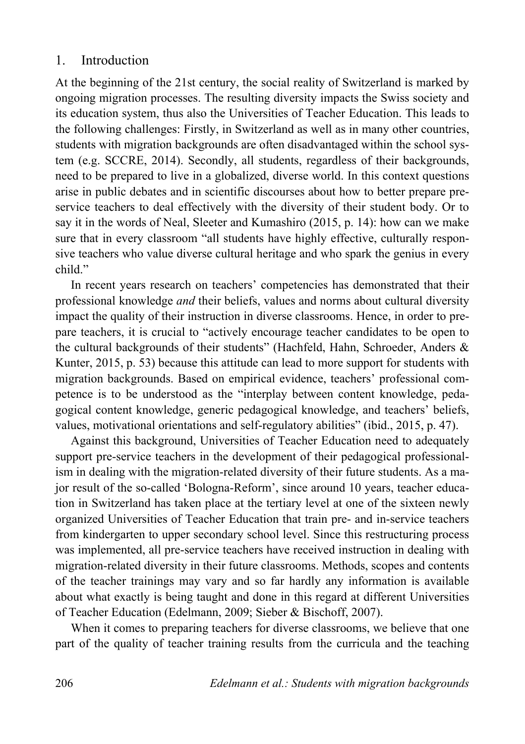## 1. Introduction

At the beginning of the 21st century, the social reality of Switzerland is marked by ongoing migration processes. The resulting diversity impacts the Swiss society and its education system, thus also the Universities of Teacher Education. This leads to the following challenges: Firstly, in Switzerland as well as in many other countries, students with migration backgrounds are often disadvantaged within the school system (e.g. SCCRE, 2014). Secondly, all students, regardless of their backgrounds, need to be prepared to live in a globalized, diverse world. In this context questions arise in public debates and in scientific discourses about how to better prepare pre-service teachers to deal effectively with the diversity of their student body. Or to say it in the words of Neal, Sleeter and Kumashiro (2015, p. 14): how can we make sure that in every classroom "all students have highly effective, culturally responsive teachers who value diverse cultural heritage and who spark the genius in every child."

In recent years research on teachers' competencies has demonstrated that their professional knowledge *and* their beliefs, values and norms about cultural diversity impact the quality of their instruction in diverse classrooms. Hence, in order to prepare teachers, it is crucial to "actively encourage teacher candidates to be open to the cultural backgrounds of their students" (Hachfeld, Hahn, Schroeder, Anders & Kunter, 2015, p. 53) because this attitude can lead to more support for students with migration backgrounds. Based on empirical evidence, teachers' professional competence is to be understood as the "interplay between content knowledge, pedagogical content knowledge, generic pedagogical knowledge, and teachers' beliefs, values, motivational orientations and self-regulatory abilities" (ibid., 2015, p. 47).

Against this background, Universities of Teacher Education need to adequately support pre-service teachers in the development of their pedagogical professionalism in dealing with the migration-related diversity of their future students. As a major result of the so-called 'Bologna-Reform', since around 10 years, teacher education in Switzerland has taken place at the tertiary level at one of the sixteen newly organized Universities of Teacher Education that train pre- and in-service teachers from kindergarten to upper secondary school level. Since this restructuring process was implemented, all pre-service teachers have received instruction in dealing with migration-related diversity in their future classrooms. Methods, scopes and contents of the teacher trainings may vary and so far hardly any information is available about what exactly is being taught and done in this regard at different Universities of Teacher Education (Edelmann, 2009; Sieber & Bischoff, 2007).

When it comes to preparing teachers for diverse classrooms, we believe that one part of the quality of teacher training results from the curricula and the teaching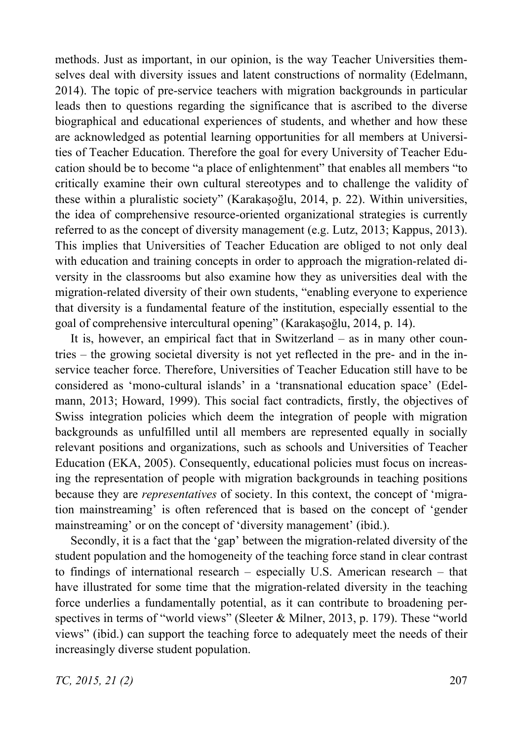methods. Just as important, in our opinion, is the way Teacher Universities themselves deal with diversity issues and latent constructions of normality (Edelmann, 2014). The topic of pre-service teachers with migration backgrounds in particular leads then to questions regarding the significance that is ascribed to the diverse biographical and educational experiences of students, and whether and how these are acknowledged as potential learning opportunities for all members at Universities of Teacher Education. Therefore the goal for every University of Teacher Education should be to become "a place of enlightenment" that enables all members "to critically examine their own cultural stereotypes and to challenge the validity of these within a pluralistic society" (Karakaşoğlu, 2014, p. 22). Within universities, the idea of comprehensive resource-oriented organizational strategies is currently referred to as the concept of diversity management (e.g. Lutz, 2013; Kappus, 2013). This implies that Universities of Teacher Education are obliged to not only deal with education and training concepts in order to approach the migration-related diversity in the classrooms but also examine how they as universities deal with the migration-related diversity of their own students, "enabling everyone to experience that diversity is a fundamental feature of the institution, especially essential to the goal of comprehensive intercultural opening" (Karakaşoğlu, 2014, p. 14).

It is, however, an empirical fact that in Switzerland – as in many other countries – the growing societal diversity is not yet reflected in the pre- and in the in-service teacher force. Therefore, Universities of Teacher Education still have to be considered as 'mono-cultural islands' in a 'transnational education space' (Edelmann, 2013; Howard, 1999). This social fact contradicts, firstly, the objectives of Swiss integration policies which deem the integration of people with migration backgrounds as unfulfilled until all members are represented equally in socially relevant positions and organizations, such as schools and Universities of Teacher Education (EKA, 2005). Consequently, educational policies must focus on increasing the representation of people with migration backgrounds in teaching positions because they are *representatives* of society. In this context, the concept of 'migration mainstreaming' is often referenced that is based on the concept of 'gender mainstreaming' or on the concept of 'diversity management' (ibid.).

Secondly, it is a fact that the 'gap' between the migration-related diversity of the student population and the homogeneity of the teaching force stand in clear contrast to findings of international research – especially U.S. American research – that have illustrated for some time that the migration-related diversity in the teaching force underlies a fundamentally potential, as it can contribute to broadening perspectives in terms of "world views" (Sleeter & Milner, 2013, p. 179). These "world views" (ibid.) can support the teaching force to adequately meet the needs of their increasingly diverse student population.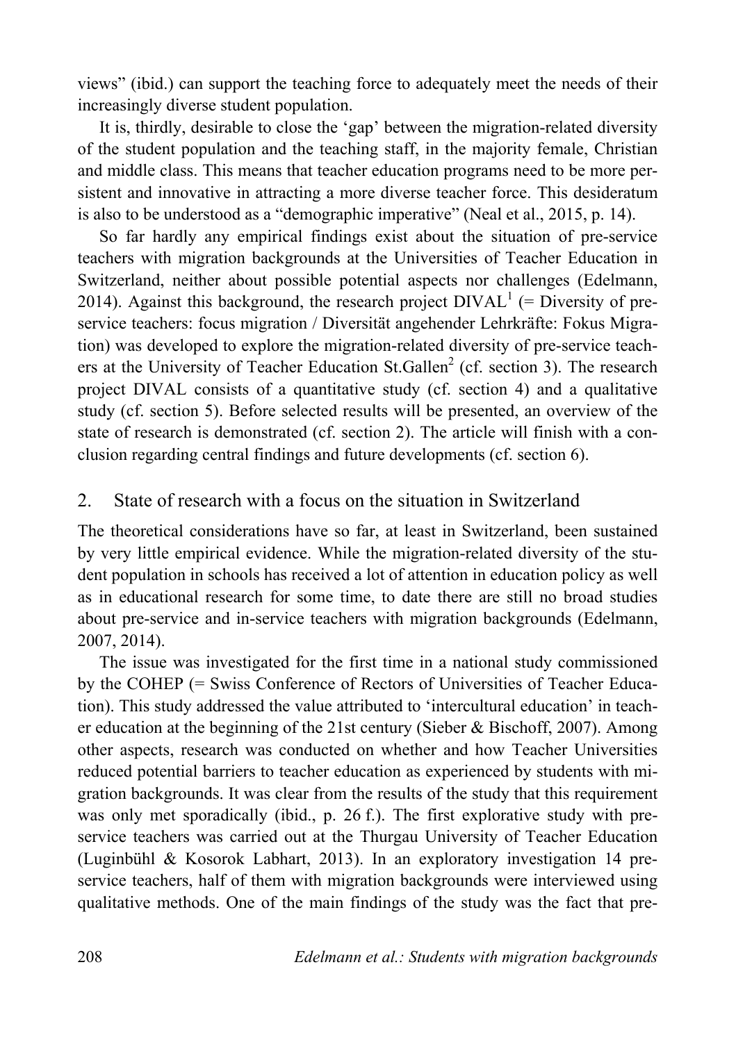views" (ibid.) can support the teaching force to adequately meet the needs of their increasingly diverse student population.

It is, thirdly, desirable to close the 'gap' between the migration-related diversity of the student population and the teaching staff, in the majority female, Christian and middle class. This means that teacher education programs need to be more persistent and innovative in attracting a more diverse teacher force. This desideratum is also to be understood as a "demographic imperative" (Neal et al., 2015, p. 14).

So far hardly any empirical findings exist about the situation of pre-service teachers with migration backgrounds at the Universities of Teacher Education in Switzerland, neither about possible potential aspects nor challenges (Edelmann, 2014). Against this background, the research project DIVAL[1] (= Diversity of pre-service teachers: focus migration / Diversität angehender Lehrkräfte: Fokus Migration) was developed to explore the migration-related diversity of pre-service teachers at the University of Teacher Education St.Gallen[2] (cf. section 3). The research project DIVAL consists of a quantitative study (cf. section 4) and a qualitative study (cf. section 5). Before selected results will be presented, an overview of the state of research is demonstrated (cf. section 2). The article will finish with a conclusion regarding central findings and future developments (cf. section 6).

## 2. State of research with a focus on the situation in Switzerland

The theoretical considerations have so far, at least in Switzerland, been sustained by very little empirical evidence. While the migration-related diversity of the student population in schools has received a lot of attention in education policy as well as in educational research for some time, to date there are still no broad studies about pre-service and in-service teachers with migration backgrounds (Edelmann, 2007, 2014).

The issue was investigated for the first time in a national study commissioned by the COHEP (= Swiss Conference of Rectors of Universities of Teacher Education). This study addressed the value attributed to 'intercultural education' in teacher education at the beginning of the 21st century (Sieber & Bischoff, 2007). Among other aspects, research was conducted on whether and how Teacher Universities reduced potential barriers to teacher education as experienced by students with migration backgrounds. It was clear from the results of the study that this requirement was only met sporadically (ibid., p. 26 f.). The first explorative study with pre-service teachers was carried out at the Thurgau University of Teacher Education (Luginbühl & Kosorok Labhart, 2013). In an exploratory investigation 14 pre-service teachers, half of them with migration backgrounds were interviewed using qualitative methods. One of the main findings of the study was the fact that pre-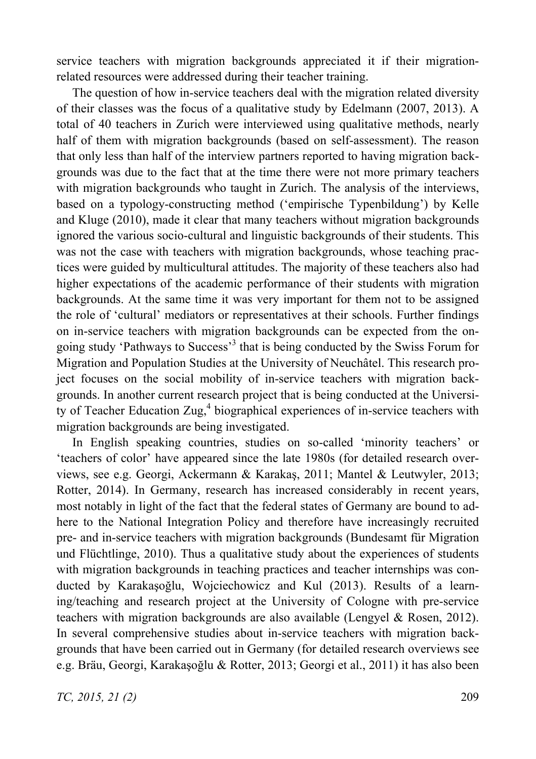service teachers with migration backgrounds appreciated it if their migration-related resources were addressed during their teacher training.

The question of how in-service teachers deal with the migration related diversity of their classes was the focus of a qualitative study by Edelmann (2007, 2013). A total of 40 teachers in Zurich were interviewed using qualitative methods, nearly half of them with migration backgrounds (based on self-assessment). The reason that only less than half of the interview partners reported to having migration backgrounds was due to the fact that at the time there were not more primary teachers with migration backgrounds who taught in Zurich. The analysis of the interviews, based on a typology-constructing method ('empirische Typenbildung') by Kelle and Kluge (2010), made it clear that many teachers without migration backgrounds ignored the various socio-cultural and linguistic backgrounds of their students. This was not the case with teachers with migration backgrounds, whose teaching practices were guided by multicultural attitudes. The majority of these teachers also had higher expectations of the academic performance of their students with migration backgrounds. At the same time it was very important for them not to be assigned the role of 'cultural' mediators or representatives at their schools. Further findings on in-service teachers with migration backgrounds can be expected from the ongoing study 'Pathways to Success'[3] that is being conducted by the Swiss Forum for Migration and Population Studies at the University of Neuchâtel. This research project focuses on the social mobility of in-service teachers with migration backgrounds. In another current research project that is being conducted at the University of Teacher Education Zug,[4] biographical experiences of in-service teachers with migration backgrounds are being investigated.

In English speaking countries, studies on so-called 'minority teachers' or 'teachers of color' have appeared since the late 1980s (for detailed research overviews, see e.g. Georgi, Ackermann & Karakaş, 2011; Mantel & Leutwyler, 2013; Rotter, 2014). In Germany, research has increased considerably in recent years, most notably in light of the fact that the federal states of Germany are bound to adhere to the National Integration Policy and therefore have increasingly recruited pre- and in-service teachers with migration backgrounds (Bundesamt für Migration und Flüchtlinge, 2010). Thus a qualitative study about the experiences of students with migration backgrounds in teaching practices and teacher internships was conducted by Karakaşoğlu, Wojciechowicz and Kul (2013). Results of a learning/teaching and research project at the University of Cologne with pre-service teachers with migration backgrounds are also available (Lengyel & Rosen, 2012). In several comprehensive studies about in-service teachers with migration backgrounds that have been carried out in Germany (for detailed research overviews see e.g. Bräu, Georgi, Karakaşoğlu & Rotter, 2013; Georgi et al., 2011) it has also been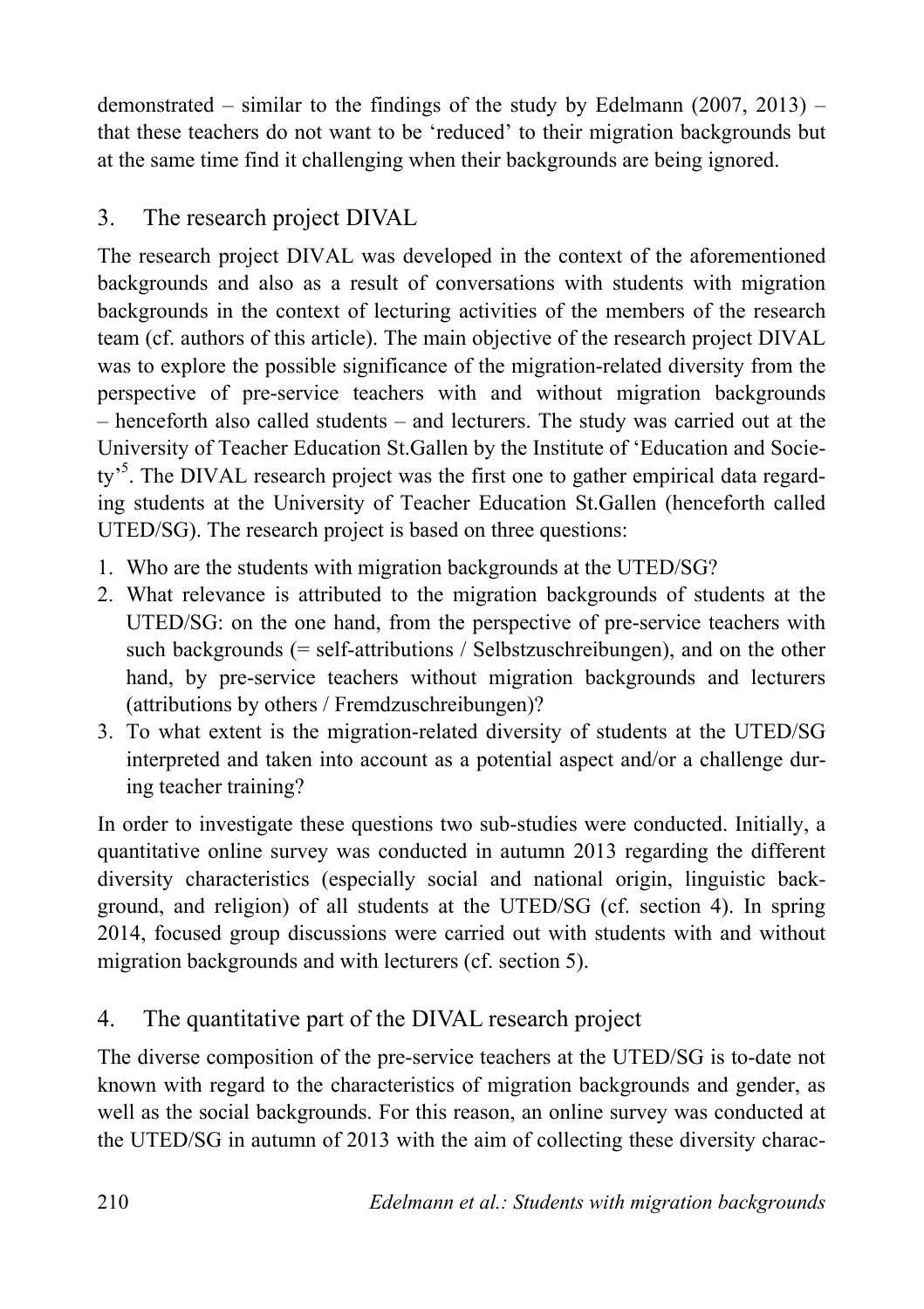demonstrated – similar to the findings of the study by Edelmann (2007, 2013) – that these teachers do not want to be 'reduced' to their migration backgrounds but at the same time find it challenging when their backgrounds are being ignored.

## 3. The research project DIVAL

The research project DIVAL was developed in the context of the aforementioned backgrounds and also as a result of conversations with students with migration backgrounds in the context of lecturing activities of the members of the research team (cf. authors of this article). The main objective of the research project DIVAL was to explore the possible significance of the migration-related diversity from the perspective of pre-service teachers with and without migration backgrounds – henceforth also called students – and lecturers. The study was carried out at the University of Teacher Education St.Gallen by the Institute of 'Education and Society'[5]. The DIVAL research project was the first one to gather empirical data regarding students at the University of Teacher Education St.Gallen (henceforth called UTED/SG). The research project is based on three questions:

1. Who are the students with migration backgrounds at the UTED/SG?
2. What relevance is attributed to the migration backgrounds of students at the UTED/SG: on the one hand, from the perspective of pre-service teachers with such backgrounds (= self-attributions / Selbstzuschreibungen), and on the other hand, by pre-service teachers without migration backgrounds and lecturers (attributions by others / Fremdzuschreibungen)?
3. To what extent is the migration-related diversity of students at the UTED/SG interpreted and taken into account as a potential aspect and/or a challenge during teacher training?

In order to investigate these questions two sub-studies were conducted. Initially, a quantitative online survey was conducted in autumn 2013 regarding the different diversity characteristics (especially social and national origin, linguistic background, and religion) of all students at the UTED/SG (cf. section 4). In spring 2014, focused group discussions were carried out with students with and without migration backgrounds and with lecturers (cf. section 5).

## 4. The quantitative part of the DIVAL research project

The diverse composition of the pre-service teachers at the UTED/SG is to-date not known with regard to the characteristics of migration backgrounds and gender, as well as the social backgrounds. For this reason, an online survey was conducted at the UTED/SG in autumn of 2013 with the aim of collecting these diversity charac-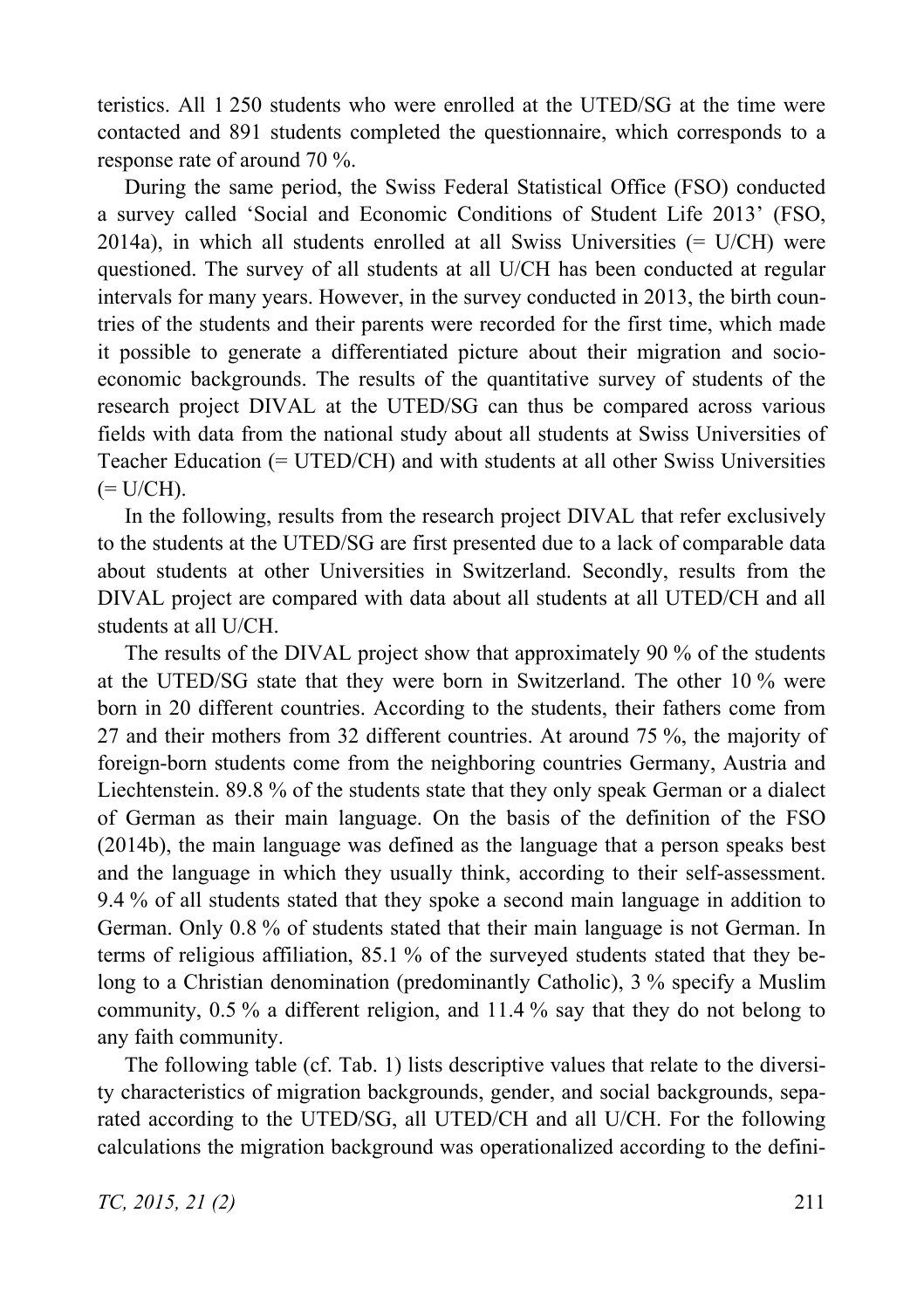teristics. All 1 250 students who were enrolled at the UTED/SG at the time were contacted and 891 students completed the questionnaire, which corresponds to a response rate of around 70 %.

During the same period, the Swiss Federal Statistical Office (FSO) conducted a survey called 'Social and Economic Conditions of Student Life 2013' (FSO, 2014a), in which all students enrolled at all Swiss Universities (= U/CH) were questioned. The survey of all students at all U/CH has been conducted at regular intervals for many years. However, in the survey conducted in 2013, the birth countries of the students and their parents were recorded for the first time, which made it possible to generate a differentiated picture about their migration and socio-economic backgrounds. The results of the quantitative survey of students of the research project DIVAL at the UTED/SG can thus be compared across various fields with data from the national study about all students at Swiss Universities of Teacher Education (= UTED/CH) and with students at all other Swiss Universities (= U/CH).

In the following, results from the research project DIVAL that refer exclusively to the students at the UTED/SG are first presented due to a lack of comparable data about students at other Universities in Switzerland. Secondly, results from the DIVAL project are compared with data about all students at all UTED/CH and all students at all U/CH.

The results of the DIVAL project show that approximately 90 % of the students at the UTED/SG state that they were born in Switzerland. The other 10 % were born in 20 different countries. According to the students, their fathers come from 27 and their mothers from 32 different countries. At around 75 %, the majority of foreign-born students come from the neighboring countries Germany, Austria and Liechtenstein. 89.8 % of the students state that they only speak German or a dialect of German as their main language. On the basis of the definition of the FSO (2014b), the main language was defined as the language that a person speaks best and the language in which they usually think, according to their self-assessment. 9.4 % of all students stated that they spoke a second main language in addition to German. Only 0.8 % of students stated that their main language is not German. In terms of religious affiliation, 85.1 % of the surveyed students stated that they belong to a Christian denomination (predominantly Catholic), 3 % specify a Muslim community, 0.5 % a different religion, and 11.4 % say that they do not belong to any faith community.

The following table (cf. Tab. 1) lists descriptive values that relate to the diversity characteristics of migration backgrounds, gender, and social backgrounds, separated according to the UTED/SG, all UTED/CH and all U/CH. For the following calculations the migration background was operationalized according to the defini-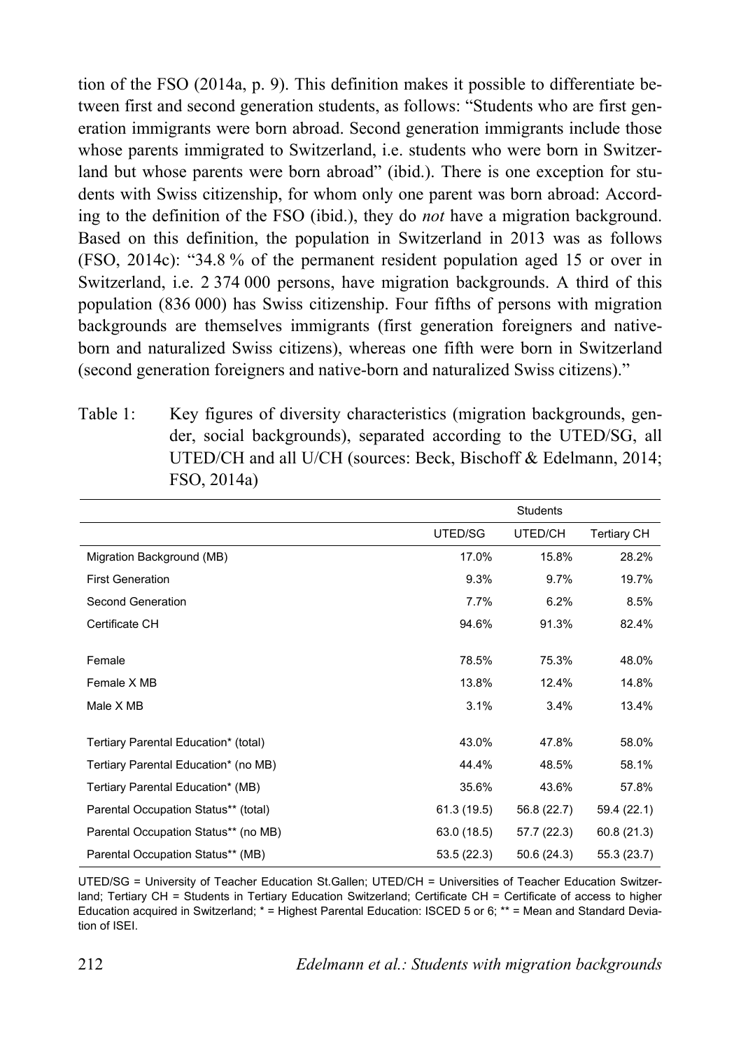tion of the FSO (2014a, p. 9). This definition makes it possible to differentiate between first and second generation students, as follows: "Students who are first generation immigrants were born abroad. Second generation immigrants include those whose parents immigrated to Switzerland, i.e. students who were born in Switzerland but whose parents were born abroad" (ibid.). There is one exception for students with Swiss citizenship, for whom only one parent was born abroad: According to the definition of the FSO (ibid.), they do *not* have a migration background. Based on this definition, the population in Switzerland in 2013 was as follows (FSO, 2014c): "34.8 % of the permanent resident population aged 15 or over in Switzerland, i.e. 2 374 000 persons, have migration backgrounds. A third of this population (836 000) has Swiss citizenship. Four fifths of persons with migration backgrounds are themselves immigrants (first generation foreigners and native-born and naturalized Swiss citizens), whereas one fifth were born in Switzerland (second generation foreigners and native-born and naturalized Swiss citizens)."

Table 1: Key figures of diversity characteristics (migration backgrounds, gender, social backgrounds), separated according to the UTED/SG, all UTED/CH and all U/CH (sources: Beck, Bischoff & Edelmann, 2014; FSO, 2014a)

| | Students | | |
|---|---|---|---|
| | UTED/SG | UTED/CH | Tertiary CH |
| Migration Background (MB) | 17.0% | 15.8% | 28.2% |
| First Generation | 9.3% | 9.7% | 19.7% |
| Second Generation | 7.7% | 6.2% | 8.5% |
| Certificate CH | 94.6% | 91.3% | 82.4% |
| Female | 78.5% | 75.3% | 48.0% |
| Female X MB | 13.8% | 12.4% | 14.8% |
| Male X MB | 3.1% | 3.4% | 13.4% |
| Tertiary Parental Education* (total) | 43.0% | 47.8% | 58.0% |
| Tertiary Parental Education* (no MB) | 44.4% | 48.5% | 58.1% |
| Tertiary Parental Education* (MB) | 35.6% | 43.6% | 57.8% |
| Parental Occupation Status** (total) | 61.3 (19.5) | 56.8 (22.7) | 59.4 (22.1) |
| Parental Occupation Status** (no MB) | 63.0 (18.5) | 57.7 (22.3) | 60.8 (21.3) |
| Parental Occupation Status** (MB) | 53.5 (22.3) | 50.6 (24.3) | 55.3 (23.7) |

UTED/SG = University of Teacher Education St.Gallen; UTED/CH = Universities of Teacher Education Switzerland; Tertiary CH = Students in Tertiary Education Switzerland; Certificate CH = Certificate of access to higher Education acquired in Switzerland; * = Highest Parental Education: ISCED 5 or 6; ** = Mean and Standard Deviation of ISEI.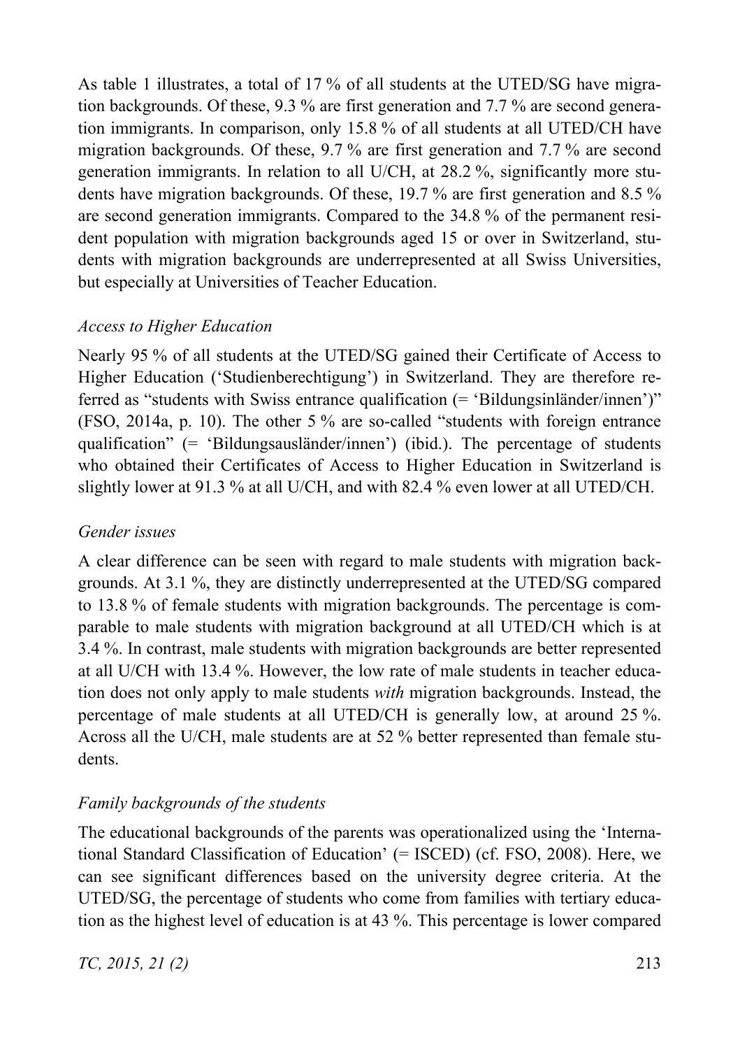As table 1 illustrates, a total of 17 % of all students at the UTED/SG have migration backgrounds. Of these, 9.3 % are first generation and 7.7 % are second generation immigrants. In comparison, only 15.8 % of all students at all UTED/CH have migration backgrounds. Of these, 9.7 % are first generation and 7.7 % are second generation immigrants. In relation to all U/CH, at 28.2 %, significantly more students have migration backgrounds. Of these, 19.7 % are first generation and 8.5 % are second generation immigrants. Compared to the 34.8 % of the permanent resident population with migration backgrounds aged 15 or over in Switzerland, students with migration backgrounds are underrepresented at all Swiss Universities, but especially at Universities of Teacher Education.

*Access to Higher Education*

Nearly 95 % of all students at the UTED/SG gained their Certificate of Access to Higher Education ('Studienberechtigung') in Switzerland. They are therefore referred as "students with Swiss entrance qualification (= 'Bildungsinländer/innen')" (FSO, 2014a, p. 10). The other 5 % are so-called "students with foreign entrance qualification" (= 'Bildungsausländer/innen') (ibid.). The percentage of students who obtained their Certificates of Access to Higher Education in Switzerland is slightly lower at 91.3 % at all U/CH, and with 82.4 % even lower at all UTED/CH.

*Gender issues*

A clear difference can be seen with regard to male students with migration backgrounds. At 3.1 %, they are distinctly underrepresented at the UTED/SG compared to 13.8 % of female students with migration backgrounds. The percentage is comparable to male students with migration background at all UTED/CH which is at 3.4 %. In contrast, male students with migration backgrounds are better represented at all U/CH with 13.4 %. However, the low rate of male students in teacher education does not only apply to male students *with* migration backgrounds. Instead, the percentage of male students at all UTED/CH is generally low, at around 25 %. Across all the U/CH, male students are at 52 % better represented than female students.

*Family backgrounds of the students*

The educational backgrounds of the parents was operationalized using the 'International Standard Classification of Education' (= ISCED) (cf. FSO, 2008). Here, we can see significant differences based on the university degree criteria. At the UTED/SG, the percentage of students who come from families with tertiary education as the highest level of education is at 43 %. This percentage is lower compared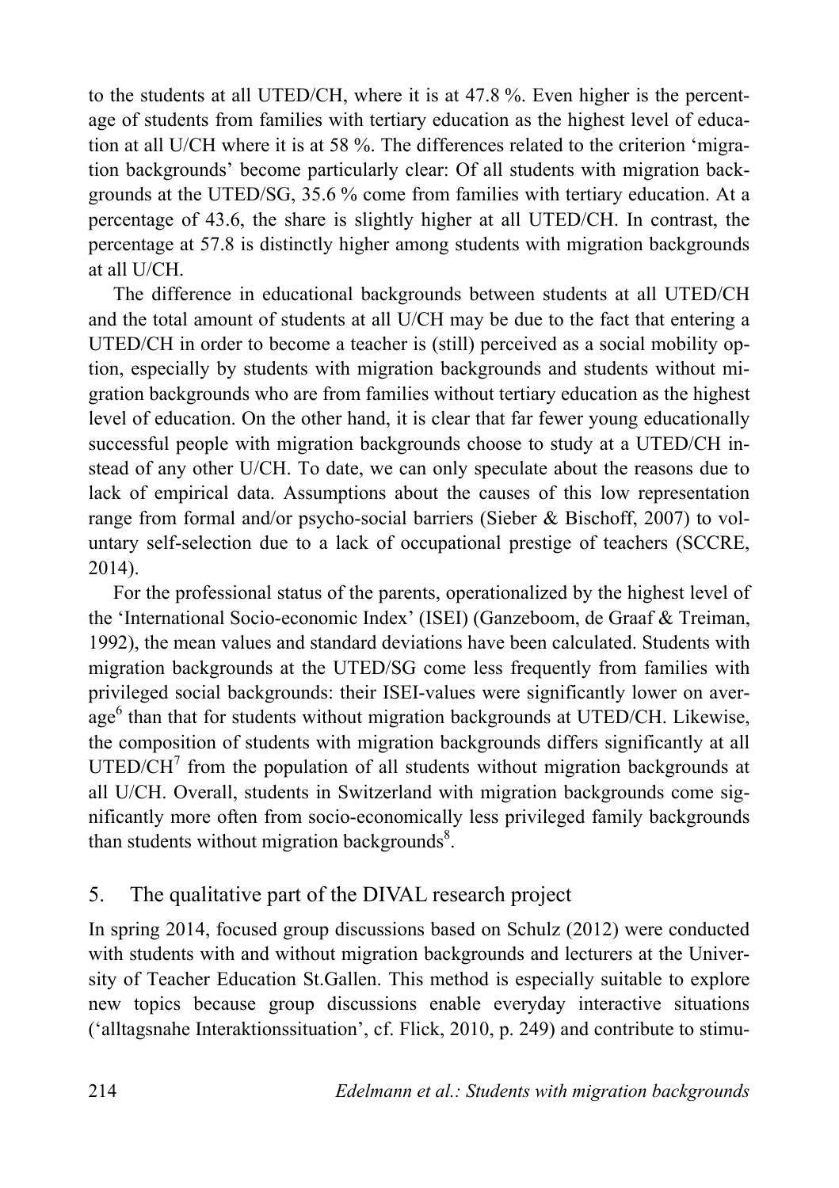to the students at all UTED/CH, where it is at 47.8 %. Even higher is the percentage of students from families with tertiary education as the highest level of education at all U/CH where it is at 58 %. The differences related to the criterion 'migration backgrounds' become particularly clear: Of all students with migration backgrounds at the UTED/SG, 35.6 % come from families with tertiary education. At a percentage of 43.6, the share is slightly higher at all UTED/CH. In contrast, the percentage at 57.8 is distinctly higher among students with migration backgrounds at all U/CH.

The difference in educational backgrounds between students at all UTED/CH and the total amount of students at all U/CH may be due to the fact that entering a UTED/CH in order to become a teacher is (still) perceived as a social mobility option, especially by students with migration backgrounds and students without migration backgrounds who are from families without tertiary education as the highest level of education. On the other hand, it is clear that far fewer young educationally successful people with migration backgrounds choose to study at a UTED/CH instead of any other U/CH. To date, we can only speculate about the reasons due to lack of empirical data. Assumptions about the causes of this low representation range from formal and/or psycho-social barriers (Sieber & Bischoff, 2007) to voluntary self-selection due to a lack of occupational prestige of teachers (SCCRE, 2014).

For the professional status of the parents, operationalized by the highest level of the 'International Socio-economic Index' (ISEI) (Ganzeboom, de Graaf & Treiman, 1992), the mean values and standard deviations have been calculated. Students with migration backgrounds at the UTED/SG come less frequently from families with privileged social backgrounds: their ISEI-values were significantly lower on average[6] than that for students without migration backgrounds at UTED/CH. Likewise, the composition of students with migration backgrounds differs significantly at all UTED/CH[7] from the population of all students without migration backgrounds at all U/CH. Overall, students in Switzerland with migration backgrounds come significantly more often from socio-economically less privileged family backgrounds than students without migration backgrounds[8].

## 5. The qualitative part of the DIVAL research project

In spring 2014, focused group discussions based on Schulz (2012) were conducted with students with and without migration backgrounds and lecturers at the University of Teacher Education St.Gallen. This method is especially suitable to explore new topics because group discussions enable everyday interactive situations ('alltagsnahe Interaktionssituation', cf. Flick, 2010, p. 249) and contribute to stimu-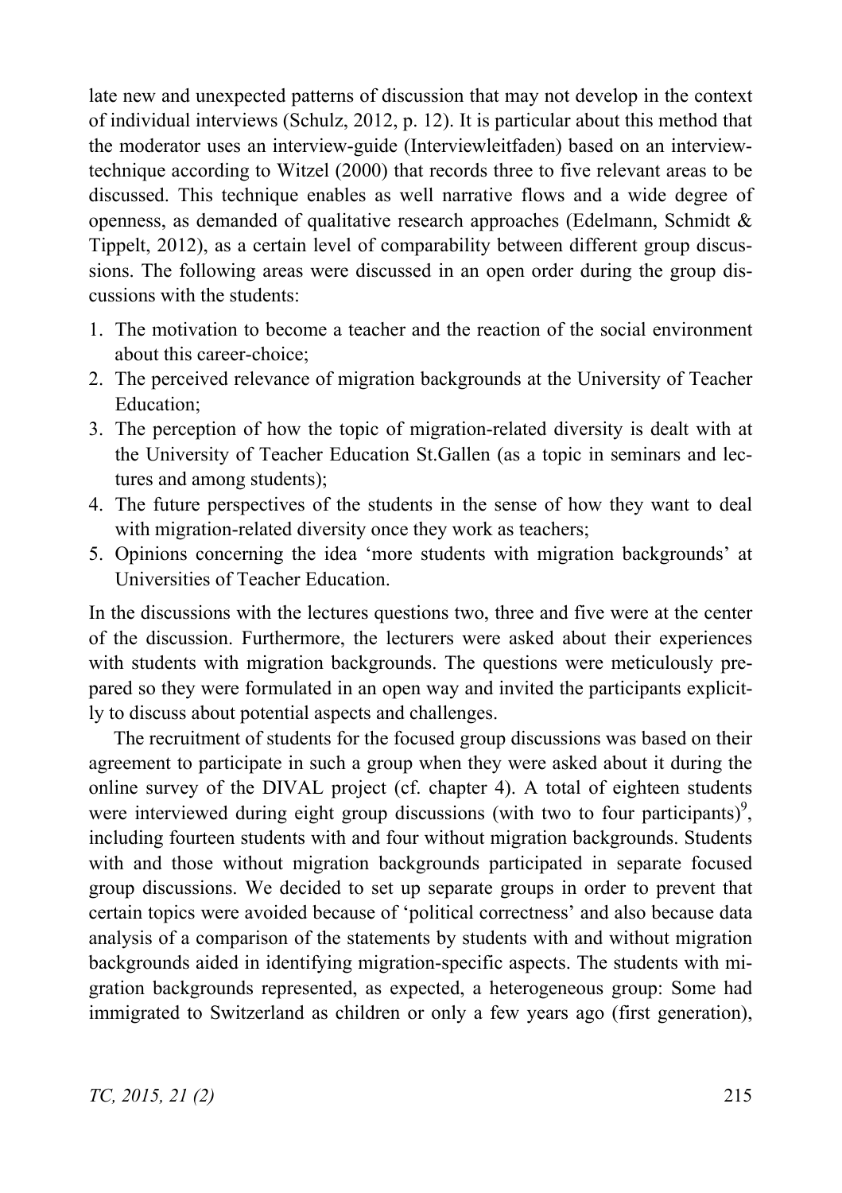late new and unexpected patterns of discussion that may not develop in the context of individual interviews (Schulz, 2012, p. 12). It is particular about this method that the moderator uses an interview-guide (Interviewleitfaden) based on an interview-technique according to Witzel (2000) that records three to five relevant areas to be discussed. This technique enables as well narrative flows and a wide degree of openness, as demanded of qualitative research approaches (Edelmann, Schmidt & Tippelt, 2012), as a certain level of comparability between different group discussions. The following areas were discussed in an open order during the group discussions with the students:

1. The motivation to become a teacher and the reaction of the social environment about this career-choice;
2. The perceived relevance of migration backgrounds at the University of Teacher Education;
3. The perception of how the topic of migration-related diversity is dealt with at the University of Teacher Education St.Gallen (as a topic in seminars and lectures and among students);
4. The future perspectives of the students in the sense of how they want to deal with migration-related diversity once they work as teachers;
5. Opinions concerning the idea 'more students with migration backgrounds' at Universities of Teacher Education.

In the discussions with the lectures questions two, three and five were at the center of the discussion. Furthermore, the lecturers were asked about their experiences with students with migration backgrounds. The questions were meticulously prepared so they were formulated in an open way and invited the participants explicitly to discuss about potential aspects and challenges.

The recruitment of students for the focused group discussions was based on their agreement to participate in such a group when they were asked about it during the online survey of the DIVAL project (cf. chapter 4). A total of eighteen students were interviewed during eight group discussions (with two to four participants)[9], including fourteen students with and four without migration backgrounds. Students with and those without migration backgrounds participated in separate focused group discussions. We decided to set up separate groups in order to prevent that certain topics were avoided because of 'political correctness' and also because data analysis of a comparison of the statements by students with and without migration backgrounds aided in identifying migration-specific aspects. The students with migration backgrounds represented, as expected, a heterogeneous group: Some had immigrated to Switzerland as children or only a few years ago (first generation),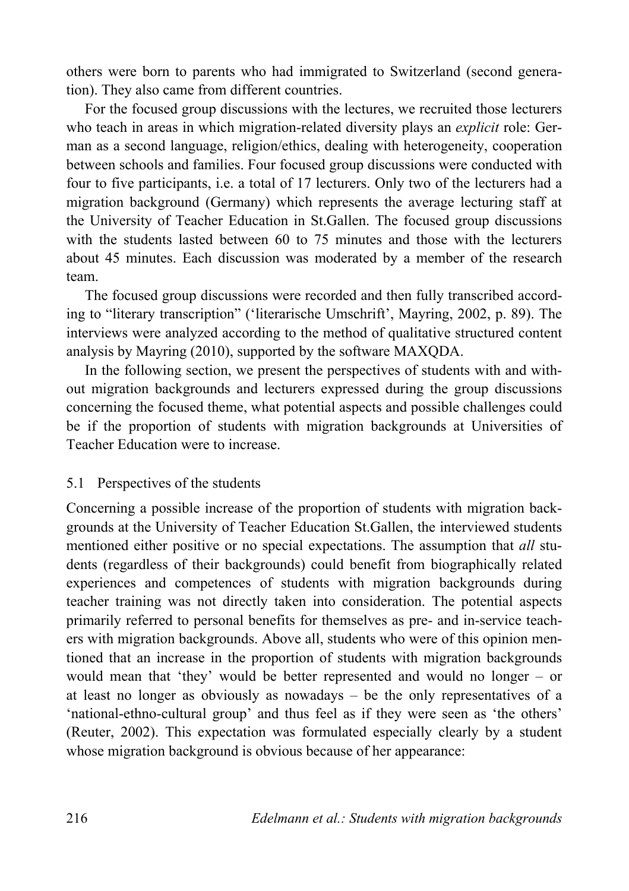others were born to parents who had immigrated to Switzerland (second generation). They also came from different countries.

For the focused group discussions with the lectures, we recruited those lecturers who teach in areas in which migration-related diversity plays an *explicit* role: German as a second language, religion/ethics, dealing with heterogeneity, cooperation between schools and families. Four focused group discussions were conducted with four to five participants, i.e. a total of 17 lecturers. Only two of the lecturers had a migration background (Germany) which represents the average lecturing staff at the University of Teacher Education in St.Gallen. The focused group discussions with the students lasted between 60 to 75 minutes and those with the lecturers about 45 minutes. Each discussion was moderated by a member of the research team.

The focused group discussions were recorded and then fully transcribed according to "literary transcription" ('literarische Umschrift', Mayring, 2002, p. 89). The interviews were analyzed according to the method of qualitative structured content analysis by Mayring (2010), supported by the software MAXQDA.

In the following section, we present the perspectives of students with and without migration backgrounds and lecturers expressed during the group discussions concerning the focused theme, what potential aspects and possible challenges could be if the proportion of students with migration backgrounds at Universities of Teacher Education were to increase.

### 5.1 Perspectives of the students

Concerning a possible increase of the proportion of students with migration backgrounds at the University of Teacher Education St.Gallen, the interviewed students mentioned either positive or no special expectations. The assumption that *all* students (regardless of their backgrounds) could benefit from biographically related experiences and competences of students with migration backgrounds during teacher training was not directly taken into consideration. The potential aspects primarily referred to personal benefits for themselves as pre- and in-service teachers with migration backgrounds. Above all, students who were of this opinion mentioned that an increase in the proportion of students with migration backgrounds would mean that 'they' would be better represented and would no longer – or at least no longer as obviously as nowadays – be the only representatives of a 'national-ethno-cultural group' and thus feel as if they were seen as 'the others' (Reuter, 2002). This expectation was formulated especially clearly by a student whose migration background is obvious because of her appearance: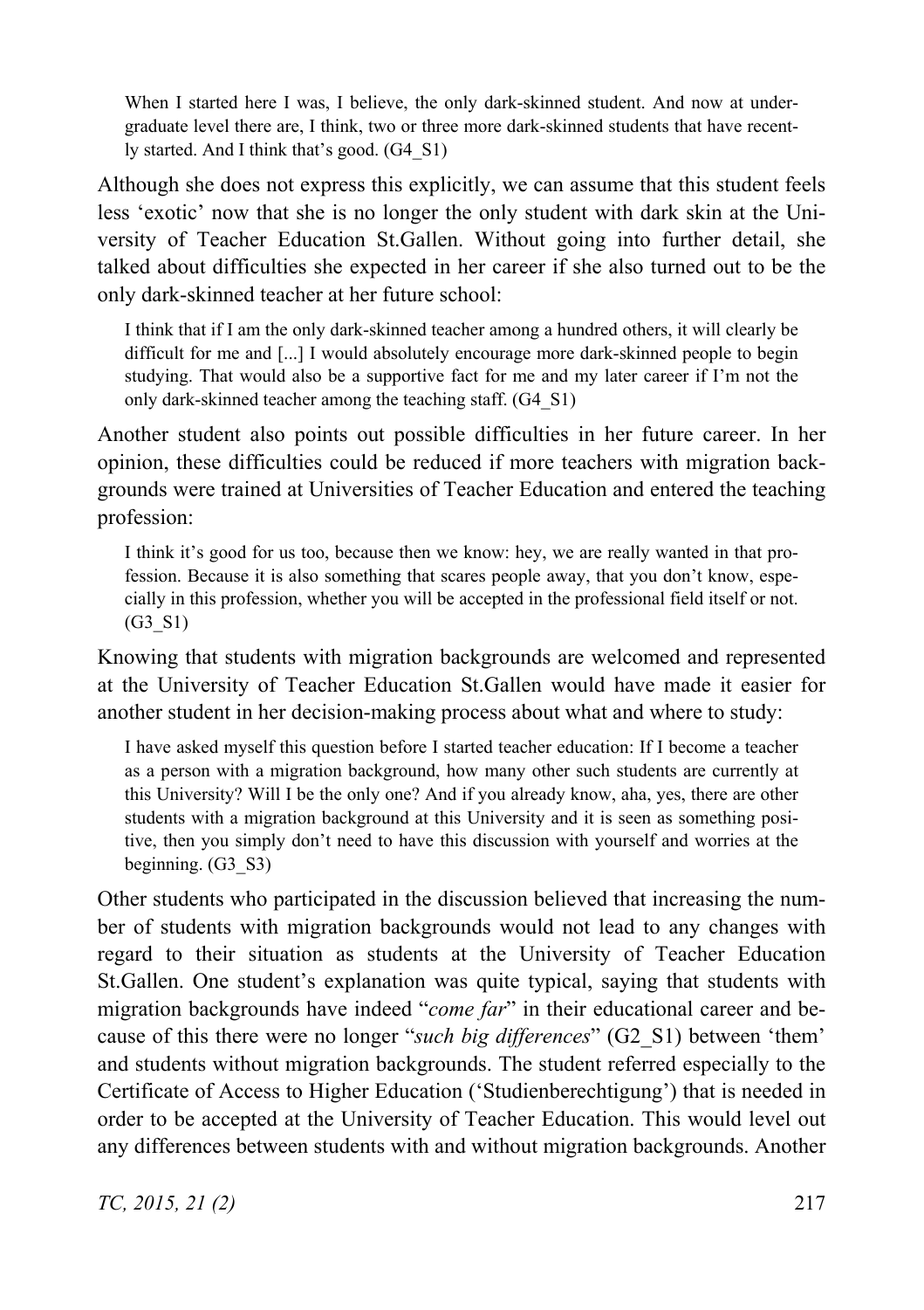> When I started here I was, I believe, the only dark-skinned student. And now at undergraduate level there are, I think, two or three more dark-skinned students that have recently started. And I think that's good. (G4_S1)

Although she does not express this explicitly, we can assume that this student feels less 'exotic' now that she is no longer the only student with dark skin at the University of Teacher Education St.Gallen. Without going into further detail, she talked about difficulties she expected in her career if she also turned out to be the only dark-skinned teacher at her future school:

> I think that if I am the only dark-skinned teacher among a hundred others, it will clearly be difficult for me and [...] I would absolutely encourage more dark-skinned people to begin studying. That would also be a supportive fact for me and my later career if I'm not the only dark-skinned teacher among the teaching staff. (G4_S1)

Another student also points out possible difficulties in her future career. In her opinion, these difficulties could be reduced if more teachers with migration backgrounds were trained at Universities of Teacher Education and entered the teaching profession:

> I think it's good for us too, because then we know: hey, we are really wanted in that profession. Because it is also something that scares people away, that you don't know, especially in this profession, whether you will be accepted in the professional field itself or not. (G3_S1)

Knowing that students with migration backgrounds are welcomed and represented at the University of Teacher Education St.Gallen would have made it easier for another student in her decision-making process about what and where to study:

> I have asked myself this question before I started teacher education: If I become a teacher as a person with a migration background, how many other such students are currently at this University? Will I be the only one? And if you already know, aha, yes, there are other students with a migration background at this University and it is seen as something positive, then you simply don't need to have this discussion with yourself and worries at the beginning. (G3_S3)

Other students who participated in the discussion believed that increasing the number of students with migration backgrounds would not lead to any changes with regard to their situation as students at the University of Teacher Education St.Gallen. One student's explanation was quite typical, saying that students with migration backgrounds have indeed "*come far*" in their educational career and because of this there were no longer "*such big differences*" (G2_S1) between 'them' and students without migration backgrounds. The student referred especially to the Certificate of Access to Higher Education ('Studienberechtigung') that is needed in order to be accepted at the University of Teacher Education. This would level out any differences between students with and without migration backgrounds. Another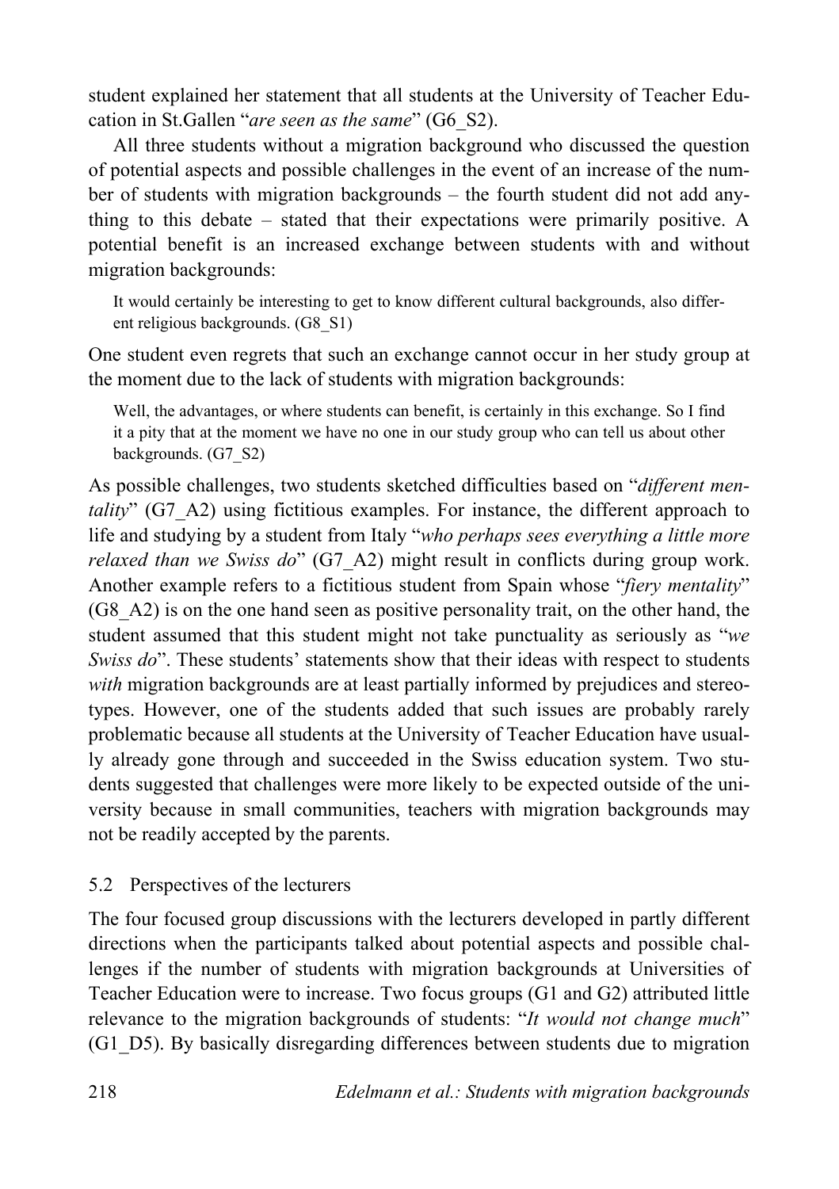student explained her statement that all students at the University of Teacher Education in St.Gallen "*are seen as the same*" (G6_S2).

All three students without a migration background who discussed the question of potential aspects and possible challenges in the event of an increase of the number of students with migration backgrounds – the fourth student did not add anything to this debate – stated that their expectations were primarily positive. A potential benefit is an increased exchange between students with and without migration backgrounds:

> It would certainly be interesting to get to know different cultural backgrounds, also different religious backgrounds. (G8_S1)

One student even regrets that such an exchange cannot occur in her study group at the moment due to the lack of students with migration backgrounds:

> Well, the advantages, or where students can benefit, is certainly in this exchange. So I find it a pity that at the moment we have no one in our study group who can tell us about other backgrounds. (G7_S2)

As possible challenges, two students sketched difficulties based on "*different mentality*" (G7_A2) using fictitious examples. For instance, the different approach to life and studying by a student from Italy "*who perhaps sees everything a little more relaxed than we Swiss do*" (G7_A2) might result in conflicts during group work. Another example refers to a fictitious student from Spain whose "*fiery mentality*" (G8_A2) is on the one hand seen as positive personality trait, on the other hand, the student assumed that this student might not take punctuality as seriously as "*we Swiss do*". These students' statements show that their ideas with respect to students *with* migration backgrounds are at least partially informed by prejudices and stereotypes. However, one of the students added that such issues are probably rarely problematic because all students at the University of Teacher Education have usually already gone through and succeeded in the Swiss education system. Two students suggested that challenges were more likely to be expected outside of the university because in small communities, teachers with migration backgrounds may not be readily accepted by the parents.

### 5.2 Perspectives of the lecturers

The four focused group discussions with the lecturers developed in partly different directions when the participants talked about potential aspects and possible challenges if the number of students with migration backgrounds at Universities of Teacher Education were to increase. Two focus groups (G1 and G2) attributed little relevance to the migration backgrounds of students: "*It would not change much*" (G1_D5). By basically disregarding differences between students due to migration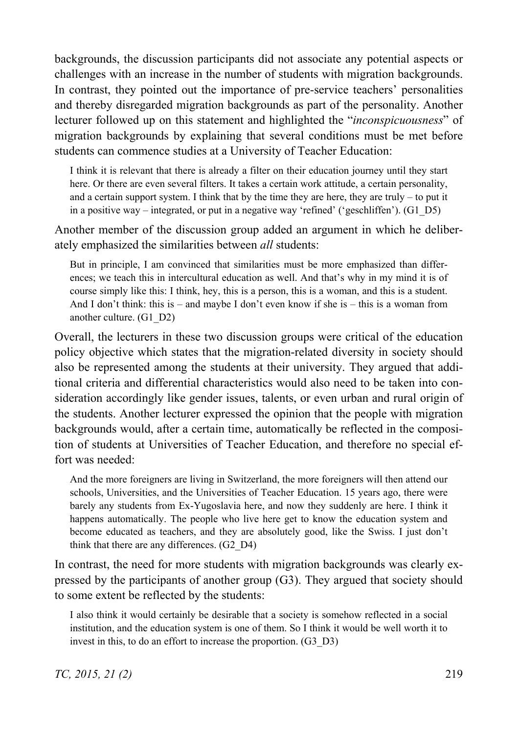backgrounds, the discussion participants did not associate any potential aspects or challenges with an increase in the number of students with migration backgrounds. In contrast, they pointed out the importance of pre-service teachers' personalities and thereby disregarded migration backgrounds as part of the personality. Another lecturer followed up on this statement and highlighted the "*inconspicuousness*" of migration backgrounds by explaining that several conditions must be met before students can commence studies at a University of Teacher Education:

> I think it is relevant that there is already a filter on their education journey until they start here. Or there are even several filters. It takes a certain work attitude, a certain personality, and a certain support system. I think that by the time they are here, they are truly – to put it in a positive way – integrated, or put in a negative way 'refined' ('geschliffen'). (G1_D5)

Another member of the discussion group added an argument in which he deliberately emphasized the similarities between *all* students:

> But in principle, I am convinced that similarities must be more emphasized than differences; we teach this in intercultural education as well. And that's why in my mind it is of course simply like this: I think, hey, this is a person, this is a woman, and this is a student. And I don't think: this is – and maybe I don't even know if she is – this is a woman from another culture. (G1_D2)

Overall, the lecturers in these two discussion groups were critical of the education policy objective which states that the migration-related diversity in society should also be represented among the students at their university. They argued that additional criteria and differential characteristics would also need to be taken into consideration accordingly like gender issues, talents, or even urban and rural origin of the students. Another lecturer expressed the opinion that the people with migration backgrounds would, after a certain time, automatically be reflected in the composition of students at Universities of Teacher Education, and therefore no special effort was needed:

> And the more foreigners are living in Switzerland, the more foreigners will then attend our schools, Universities, and the Universities of Teacher Education. 15 years ago, there were barely any students from Ex-Yugoslavia here, and now they suddenly are here. I think it happens automatically. The people who live here get to know the education system and become educated as teachers, and they are absolutely good, like the Swiss. I just don't think that there are any differences. (G2_D4)

In contrast, the need for more students with migration backgrounds was clearly expressed by the participants of another group (G3). They argued that society should to some extent be reflected by the students:

> I also think it would certainly be desirable that a society is somehow reflected in a social institution, and the education system is one of them. So I think it would be well worth it to invest in this, to do an effort to increase the proportion. (G3_D3)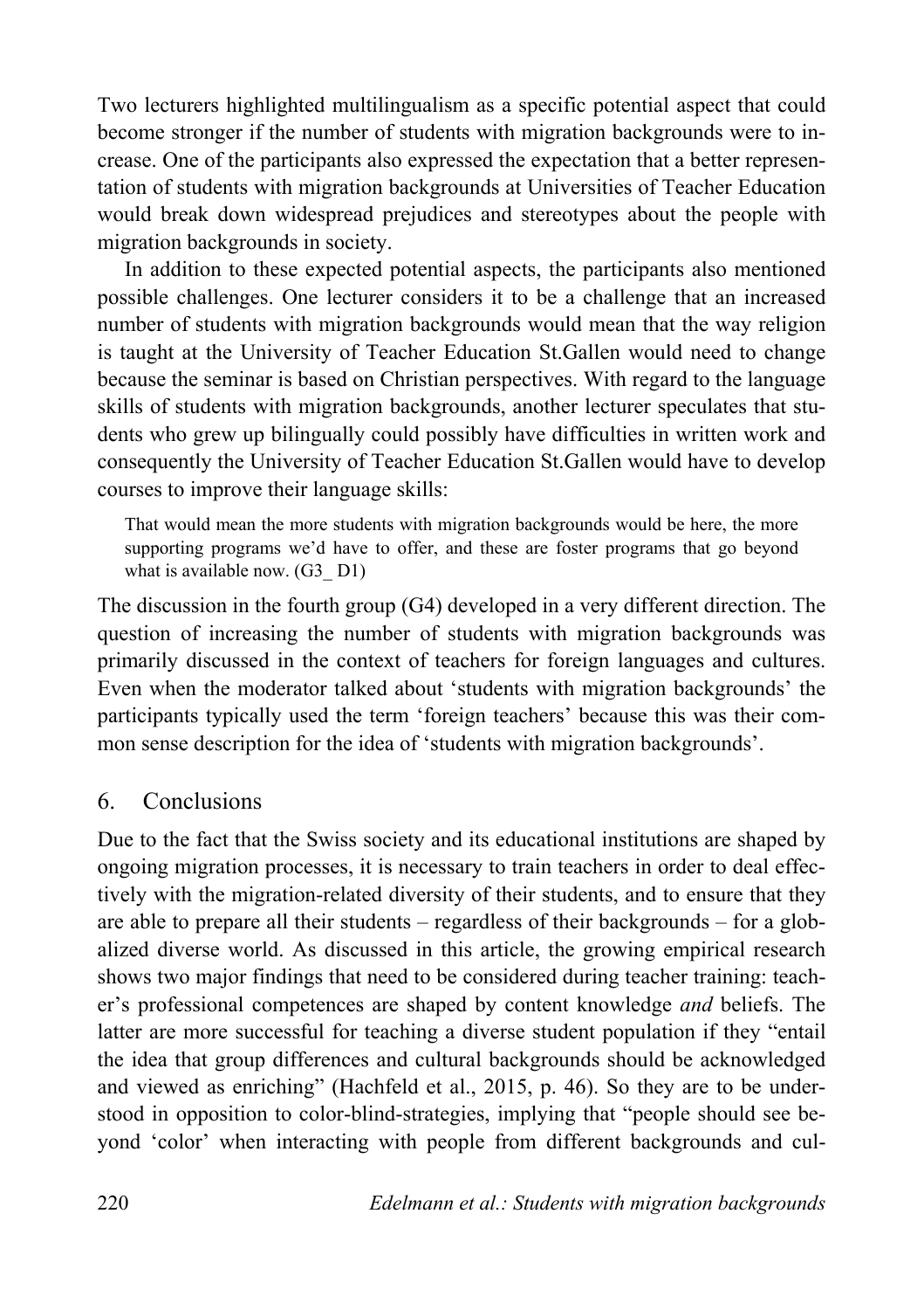Two lecturers highlighted multilingualism as a specific potential aspect that could become stronger if the number of students with migration backgrounds were to increase. One of the participants also expressed the expectation that a better representation of students with migration backgrounds at Universities of Teacher Education would break down widespread prejudices and stereotypes about the people with migration backgrounds in society.

In addition to these expected potential aspects, the participants also mentioned possible challenges. One lecturer considers it to be a challenge that an increased number of students with migration backgrounds would mean that the way religion is taught at the University of Teacher Education St.Gallen would need to change because the seminar is based on Christian perspectives. With regard to the language skills of students with migration backgrounds, another lecturer speculates that students who grew up bilingually could possibly have difficulties in written work and consequently the University of Teacher Education St.Gallen would have to develop courses to improve their language skills:

> That would mean the more students with migration backgrounds would be here, the more supporting programs we'd have to offer, and these are foster programs that go beyond what is available now. (G3_ D1)

The discussion in the fourth group (G4) developed in a very different direction. The question of increasing the number of students with migration backgrounds was primarily discussed in the context of teachers for foreign languages and cultures. Even when the moderator talked about 'students with migration backgrounds' the participants typically used the term 'foreign teachers' because this was their common sense description for the idea of 'students with migration backgrounds'.

## 6. Conclusions

Due to the fact that the Swiss society and its educational institutions are shaped by ongoing migration processes, it is necessary to train teachers in order to deal effectively with the migration-related diversity of their students, and to ensure that they are able to prepare all their students – regardless of their backgrounds – for a globalized diverse world. As discussed in this article, the growing empirical research shows two major findings that need to be considered during teacher training: teacher's professional competences are shaped by content knowledge *and* beliefs. The latter are more successful for teaching a diverse student population if they "entail the idea that group differences and cultural backgrounds should be acknowledged and viewed as enriching" (Hachfeld et al., 2015, p. 46). So they are to be understood in opposition to color-blind-strategies, implying that "people should see beyond 'color' when interacting with people from different backgrounds and cul-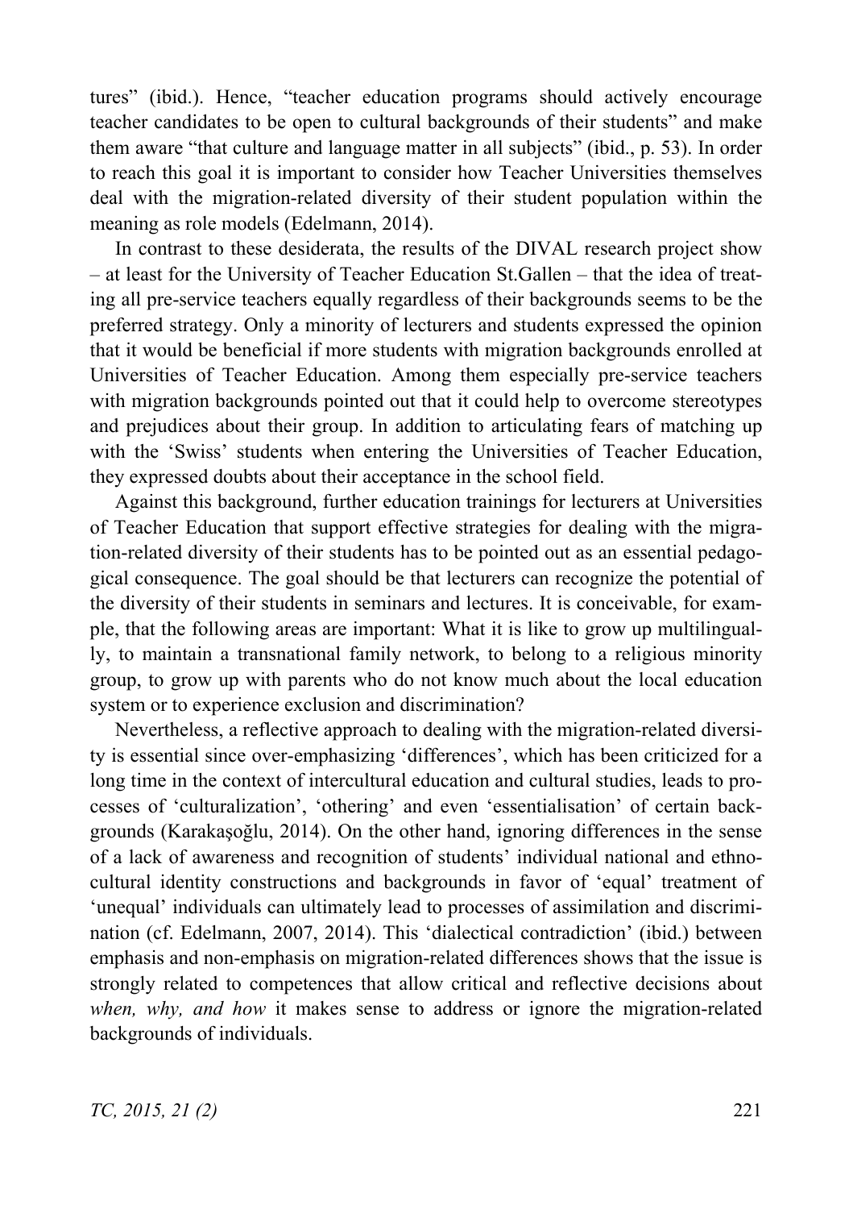tures" (ibid.). Hence, "teacher education programs should actively encourage teacher candidates to be open to cultural backgrounds of their students" and make them aware "that culture and language matter in all subjects" (ibid., p. 53). In order to reach this goal it is important to consider how Teacher Universities themselves deal with the migration-related diversity of their student population within the meaning as role models (Edelmann, 2014).

In contrast to these desiderata, the results of the DIVAL research project show – at least for the University of Teacher Education St.Gallen – that the idea of treating all pre-service teachers equally regardless of their backgrounds seems to be the preferred strategy. Only a minority of lecturers and students expressed the opinion that it would be beneficial if more students with migration backgrounds enrolled at Universities of Teacher Education. Among them especially pre-service teachers with migration backgrounds pointed out that it could help to overcome stereotypes and prejudices about their group. In addition to articulating fears of matching up with the 'Swiss' students when entering the Universities of Teacher Education, they expressed doubts about their acceptance in the school field.

Against this background, further education trainings for lecturers at Universities of Teacher Education that support effective strategies for dealing with the migration-related diversity of their students has to be pointed out as an essential pedagogical consequence. The goal should be that lecturers can recognize the potential of the diversity of their students in seminars and lectures. It is conceivable, for example, that the following areas are important: What it is like to grow up multilingually, to maintain a transnational family network, to belong to a religious minority group, to grow up with parents who do not know much about the local education system or to experience exclusion and discrimination?

Nevertheless, a reflective approach to dealing with the migration-related diversity is essential since over-emphasizing 'differences', which has been criticized for a long time in the context of intercultural education and cultural studies, leads to processes of 'culturalization', 'othering' and even 'essentialisation' of certain backgrounds (Karakaşoğlu, 2014). On the other hand, ignoring differences in the sense of a lack of awareness and recognition of students' individual national and ethno-cultural identity constructions and backgrounds in favor of 'equal' treatment of 'unequal' individuals can ultimately lead to processes of assimilation and discrimination (cf. Edelmann, 2007, 2014). This 'dialectical contradiction' (ibid.) between emphasis and non-emphasis on migration-related differences shows that the issue is strongly related to competences that allow critical and reflective decisions about *when, why, and how* it makes sense to address or ignore the migration-related backgrounds of individuals.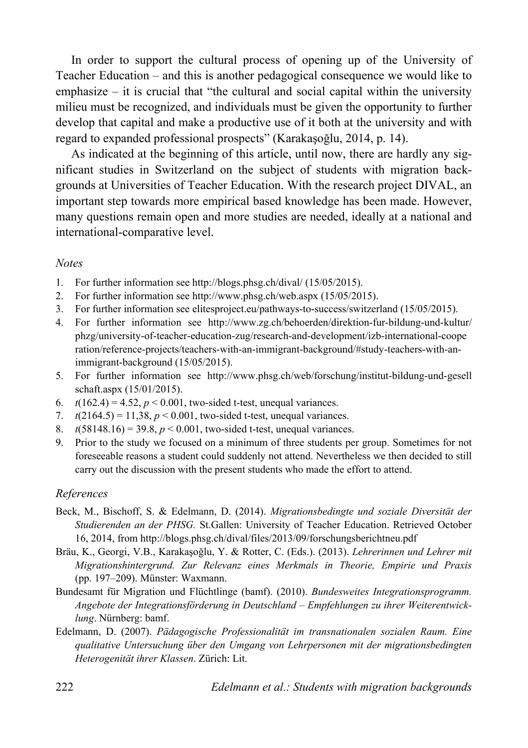In order to support the cultural process of opening up of the University of Teacher Education – and this is another pedagogical consequence we would like to emphasize – it is crucial that "the cultural and social capital within the university milieu must be recognized, and individuals must be given the opportunity to further develop that capital and make a productive use of it both at the university and with regard to expanded professional prospects" (Karakaşoğlu, 2014, p. 14).

As indicated at the beginning of this article, until now, there are hardly any significant studies in Switzerland on the subject of students with migration backgrounds at Universities of Teacher Education. With the research project DIVAL, an important step towards more empirical based knowledge has been made. However, many questions remain open and more studies are needed, ideally at a national and international-comparative level.

*Notes*

1. For further information see http://blogs.phsg.ch/dival/ (15/05/2015).
2. For further information see http://www.phsg.ch/web.aspx (15/05/2015).
3. For further information see elitesproject.eu/pathways-to-success/switzerland (15/05/2015).
4. For further information see http://www.zg.ch/behoerden/direktion-fur-bildung-und-kultur/phzg/university-of-teacher-education-zug/research-and-development/izb-international-cooperation/reference-projects/teachers-with-an-immigrant-background/#study-teachers-with-an-immigrant-background (15/05/2015).
5. For further information see http://www.phsg.ch/web/forschung/institut-bildung-und-gesellschaft.aspx (15/01/2015).
6. $t(162.4) = 4.52$, $p < 0.001$, two-sided t-test, unequal variances.
7. $t(2164.5) = 11,38$, $p < 0.001$, two-sided t-test, unequal variances.
8. $t(58148.16) = 39.8$, $p < 0.001$, two-sided t-test, unequal variances.
9. Prior to the study we focused on a minimum of three students per group. Sometimes for not foreseeable reasons a student could suddenly not attend. Nevertheless we then decided to still carry out the discussion with the present students who made the effort to attend.

## *References*

Beck, M., Bischoff, S. & Edelmann, D. (2014). *Migrationsbedingte und soziale Diversität der Studierenden an der PHSG.* St.Gallen: University of Teacher Education. Retrieved October 16, 2014, from http://blogs.phsg.ch/dival/files/2013/09/forschungsberichtneu.pdf

Bräu, K., Georgi, V.B., Karakaşoğlu, Y. & Rotter, C. (Eds.). (2013). *Lehrerinnen und Lehrer mit Migrationshintergrund. Zur Relevanz eines Merkmals in Theorie, Empirie und Praxis* (pp. 197–209). Münster: Waxmann.

Bundesamt für Migration und Flüchtlinge (bamf). (2010). *Bundesweites Integrationsprogramm. Angebote der Integrationsförderung in Deutschland – Empfehlungen zu ihrer Weiterentwicklung*. Nürnberg: bamf.

Edelmann, D. (2007). *Pädagogische Professionalität im transnationalen sozialen Raum. Eine qualitative Untersuchung über den Umgang von Lehrpersonen mit der migrationsbedingten Heterogenität ihrer Klassen*. Zürich: Lit.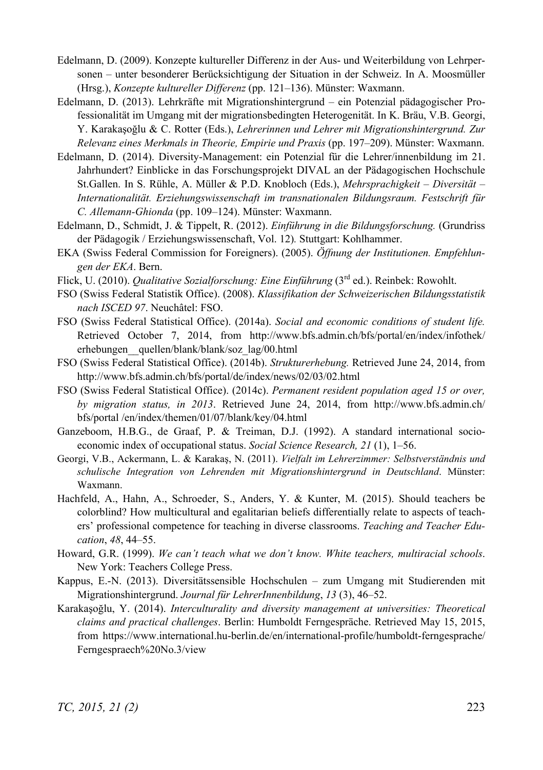Edelmann, D. (2009). Konzepte kultureller Differenz in der Aus- und Weiterbildung von Lehrpersonen – unter besonderer Berücksichtigung der Situation in der Schweiz. In A. Moosmüller (Hrsg.), *Konzepte kultureller Differenz* (pp. 121–136). Münster: Waxmann.

Edelmann, D. (2013). Lehrkräfte mit Migrationshintergrund – ein Potenzial pädagogischer Professionalität im Umgang mit der migrationsbedingten Heterogenität. In K. Bräu, V.B. Georgi, Y. Karakaşoğlu & C. Rotter (Eds.), *Lehrerinnen und Lehrer mit Migrationshintergrund. Zur Relevanz eines Merkmals in Theorie, Empirie und Praxis* (pp. 197–209). Münster: Waxmann.

Edelmann, D. (2014). Diversity-Management: ein Potenzial für die Lehrer/innenbildung im 21. Jahrhundert? Einblicke in das Forschungsprojekt DIVAL an der Pädagogischen Hochschule St.Gallen. In S. Rühle, A. Müller & P.D. Knobloch (Eds.), *Mehrsprachigkeit – Diversität – Internationalität. Erziehungswissenschaft im transnationalen Bildungsraum. Festschrift für C. Allemann-Ghionda* (pp. 109–124). Münster: Waxmann.

Edelmann, D., Schmidt, J. & Tippelt, R. (2012). *Einführung in die Bildungsforschung.* (Grundriss der Pädagogik / Erziehungswissenschaft, Vol. 12)*.* Stuttgart: Kohlhammer.

EKA (Swiss Federal Commission for Foreigners). (2005). *Öffnung der Institutionen. Empfehlungen der EKA*. Bern.

Flick, U. (2010). *Qualitative Sozialforschung: Eine Einführung* (3rd ed.). Reinbek: Rowohlt.

FSO (Swiss Federal Statistik Office). (2008). *Klassifikation der Schweizerischen Bildungsstatistik nach ISCED 97*. Neuchâtel: FSO.

FSO (Swiss Federal Statistical Office). (2014a). *Social and economic conditions of student life.* Retrieved October 7, 2014, from http://www.bfs.admin.ch/bfs/portal/en/index/infothek/erhebungen__quellen/blank/blank/soz_lag/00.html

FSO (Swiss Federal Statistical Office). (2014b). *Strukturerhebung.* Retrieved June 24, 2014, from http://www.bfs.admin.ch/bfs/portal/de/index/news/02/03/02.html

FSO (Swiss Federal Statistical Office). (2014c). *Permanent resident population aged 15 or over, by migration status, in 2013*. Retrieved June 24, 2014, from http://www.bfs.admin.ch/bfs/portal /en/index/themen/01/07/blank/key/04.html

Ganzeboom, H.B.G., de Graaf, P. & Treiman, D.J. (1992). A standard international socio-economic index of occupational status. *Social Science Research, 21* (1), 1–56.

Georgi, V.B., Ackermann, L. & Karakaş, N. (2011). *Vielfalt im Lehrerzimmer: Selbstverständnis und schulische Integration von Lehrenden mit Migrationshintergrund in Deutschland*. Münster: Waxmann.

Hachfeld, A., Hahn, A., Schroeder, S., Anders, Y. & Kunter, M. (2015). Should teachers be colorblind? How multicultural and egalitarian beliefs differentially relate to aspects of teachers' professional competence for teaching in diverse classrooms. *Teaching and Teacher Education*, *48*, 44–55.

Howard, G.R. (1999). *We can't teach what we don't know. White teachers, multiracial schools*. New York: Teachers College Press.

Kappus, E.-N. (2013). Diversitätssensible Hochschulen – zum Umgang mit Studierenden mit Migrationshintergrund. *Journal für LehrerInnenbildung*, *13* (3), 46–52.

Karakaşoğlu, Y. (2014). *Interculturality and diversity management at universities: Theoretical claims and practical challenges*. Berlin: Humboldt Ferngespräche. Retrieved May 15, 2015, from https://www.international.hu-berlin.de/en/international-profile/humboldt-ferngesprache/Ferngespraech%20No.3/view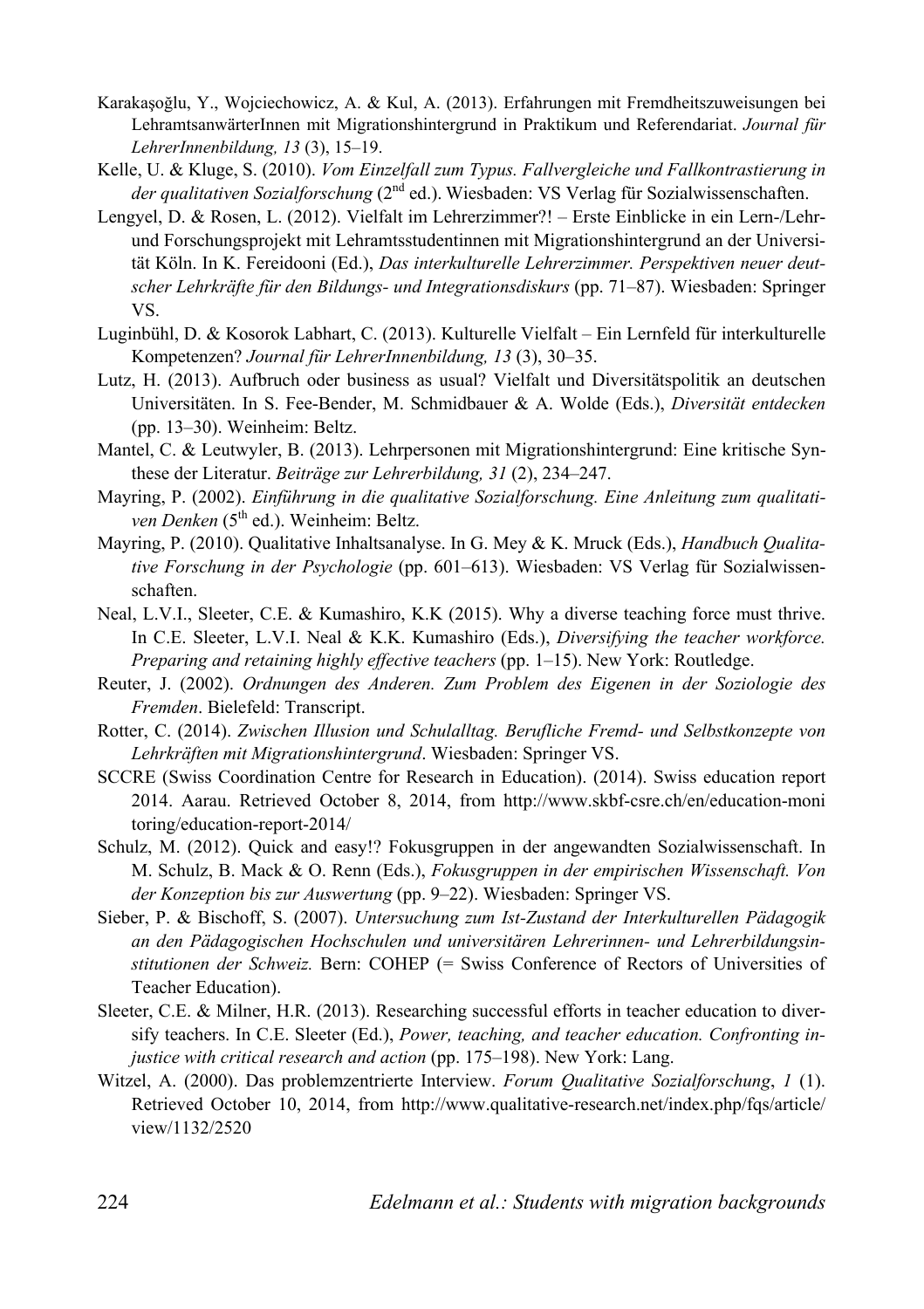Karakaşoğlu, Y., Wojciechowicz, A. & Kul, A. (2013). Erfahrungen mit Fremdheitszuweisungen bei LehramtsanwärterInnen mit Migrationshintergrund in Praktikum und Referendariat. *Journal für LehrerInnenbildung, 13* (3), 15–19.

Kelle, U. & Kluge, S. (2010). *Vom Einzelfall zum Typus. Fallvergleiche und Fallkontrastierung in der qualitativen Sozialforschung* (2nd ed.). Wiesbaden: VS Verlag für Sozialwissenschaften.

Lengyel, D. & Rosen, L. (2012). Vielfalt im Lehrerzimmer?! – Erste Einblicke in ein Lern-/Lehr- und Forschungsprojekt mit Lehramtsstudentinnen mit Migrationshintergrund an der Universität Köln. In K. Fereidooni (Ed.), *Das interkulturelle Lehrerzimmer. Perspektiven neuer deutscher Lehrkräfte für den Bildungs- und Integrationsdiskurs* (pp. 71–87). Wiesbaden: Springer VS.

Luginbühl, D. & Kosorok Labhart, C. (2013). Kulturelle Vielfalt – Ein Lernfeld für interkulturelle Kompetenzen? *Journal für LehrerInnenbildung, 13* (3), 30–35.

Lutz, H. (2013). Aufbruch oder business as usual? Vielfalt und Diversitätspolitik an deutschen Universitäten. In S. Fee-Bender, M. Schmidbauer & A. Wolde (Eds.), *Diversität entdecken* (pp. 13–30). Weinheim: Beltz.

Mantel, C. & Leutwyler, B. (2013). Lehrpersonen mit Migrationshintergrund: Eine kritische Synthese der Literatur. *Beiträge zur Lehrerbildung, 31* (2), 234–247.

Mayring, P. (2002). *Einführung in die qualitative Sozialforschung. Eine Anleitung zum qualitativen Denken* (5th ed.). Weinheim: Beltz.

Mayring, P. (2010). Qualitative Inhaltsanalyse. In G. Mey & K. Mruck (Eds.), *Handbuch Qualitative Forschung in der Psychologie* (pp. 601–613). Wiesbaden: VS Verlag für Sozialwissenschaften.

Neal, L.V.I., Sleeter, C.E. & Kumashiro, K.K (2015). Why a diverse teaching force must thrive. In C.E. Sleeter, L.V.I. Neal & K.K. Kumashiro (Eds.), *Diversifying the teacher workforce. Preparing and retaining highly effective teachers* (pp. 1–15). New York: Routledge.

Reuter, J. (2002). *Ordnungen des Anderen. Zum Problem des Eigenen in der Soziologie des Fremden*. Bielefeld: Transcript.

Rotter, C. (2014). *Zwischen Illusion und Schulalltag. Berufliche Fremd- und Selbstkonzepte von Lehrkräften mit Migrationshintergrund*. Wiesbaden: Springer VS.

SCCRE (Swiss Coordination Centre for Research in Education). (2014). Swiss education report 2014. Aarau. Retrieved October 8, 2014, from http://www.skbf-csre.ch/en/education-monitoring/education-report-2014/

Schulz, M. (2012). Quick and easy!? Fokusgruppen in der angewandten Sozialwissenschaft. In M. Schulz, B. Mack & O. Renn (Eds.), *Fokusgruppen in der empirischen Wissenschaft. Von der Konzeption bis zur Auswertung* (pp. 9–22). Wiesbaden: Springer VS.

Sieber, P. & Bischoff, S. (2007). *Untersuchung zum Ist-Zustand der Interkulturellen Pädagogik an den Pädagogischen Hochschulen und universitären Lehrerinnen- und Lehrerbildungsinstitutionen der Schweiz.* Bern: COHEP (= Swiss Conference of Rectors of Universities of Teacher Education).

Sleeter, C.E. & Milner, H.R. (2013). Researching successful efforts in teacher education to diversify teachers. In C.E. Sleeter (Ed.), *Power, teaching, and teacher education. Confronting injustice with critical research and action* (pp. 175–198). New York: Lang.

Witzel, A. (2000). Das problemzentrierte Interview. *Forum Qualitative Sozialforschung*, *1* (1). Retrieved October 10, 2014, from http://www.qualitative-research.net/index.php/fqs/article/view/1132/2520